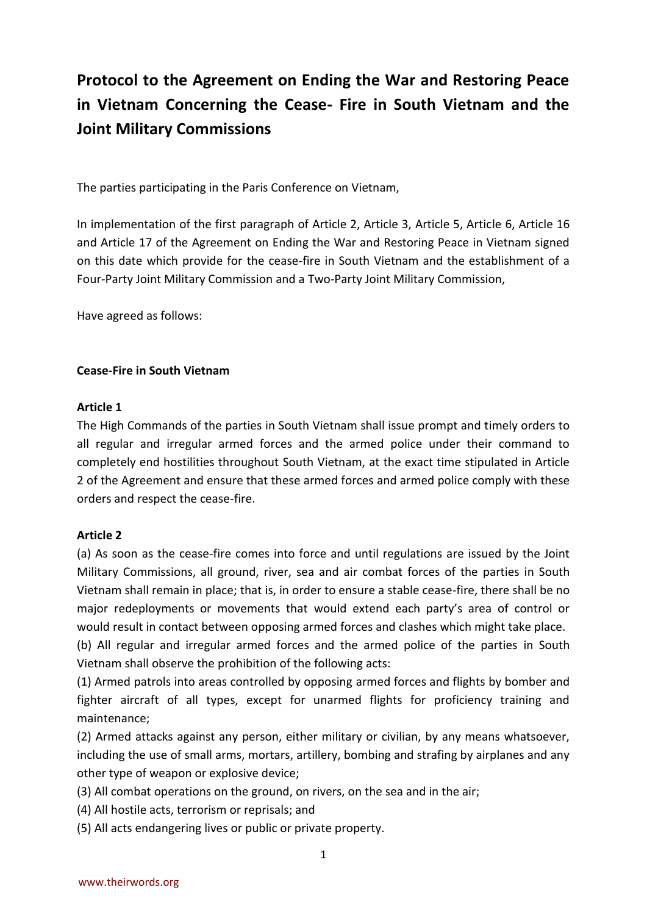# Protocol to the Agreement on Ending the War and Restoring Peace in Vietnam Concerning the Cease- Fire in South Vietnam and the Joint Military Commissions

The parties participating in the Paris Conference on Vietnam,

In implementation of the first paragraph of Article 2, Article 3, Article 5, Article 6, Article 16 and Article 17 of the Agreement on Ending the War and Restoring Peace in Vietnam signed on this date which provide for the cease-fire in South Vietnam and the establishment of a Four-Party Joint Military Commission and a Two-Party Joint Military Commission,

Have agreed as follows:

## Cease-Fire in South Vietnam

### Article 1

The High Commands of the parties in South Vietnam shall issue prompt and timely orders to all regular and irregular armed forces and the armed police under their command to completely end hostilities throughout South Vietnam, at the exact time stipulated in Article 2 of the Agreement and ensure that these armed forces and armed police comply with these orders and respect the cease-fire.

### Article 2

(a) As soon as the cease-fire comes into force and until regulations are issued by the Joint Military Commissions, all ground, river, sea and air combat forces of the parties in South Vietnam shall remain in place; that is, in order to ensure a stable cease-fire, there shall be no major redeployments or movements that would extend each party's area of control or would result in contact between opposing armed forces and clashes which might take place.

(b) All regular and irregular armed forces and the armed police of the parties in South Vietnam shall observe the prohibition of the following acts:

(1) Armed patrols into areas controlled by opposing armed forces and flights by bomber and fighter aircraft of all types, except for unarmed flights for proficiency training and maintenance;

(2) Armed attacks against any person, either military or civilian, by any means whatsoever, including the use of small arms, mortars, artillery, bombing and strafing by airplanes and any other type of weapon or explosive device;

(3) All combat operations on the ground, on rivers, on the sea and in the air;

(4) All hostile acts, terrorism or reprisals; and

(5) All acts endangering lives or public or private property.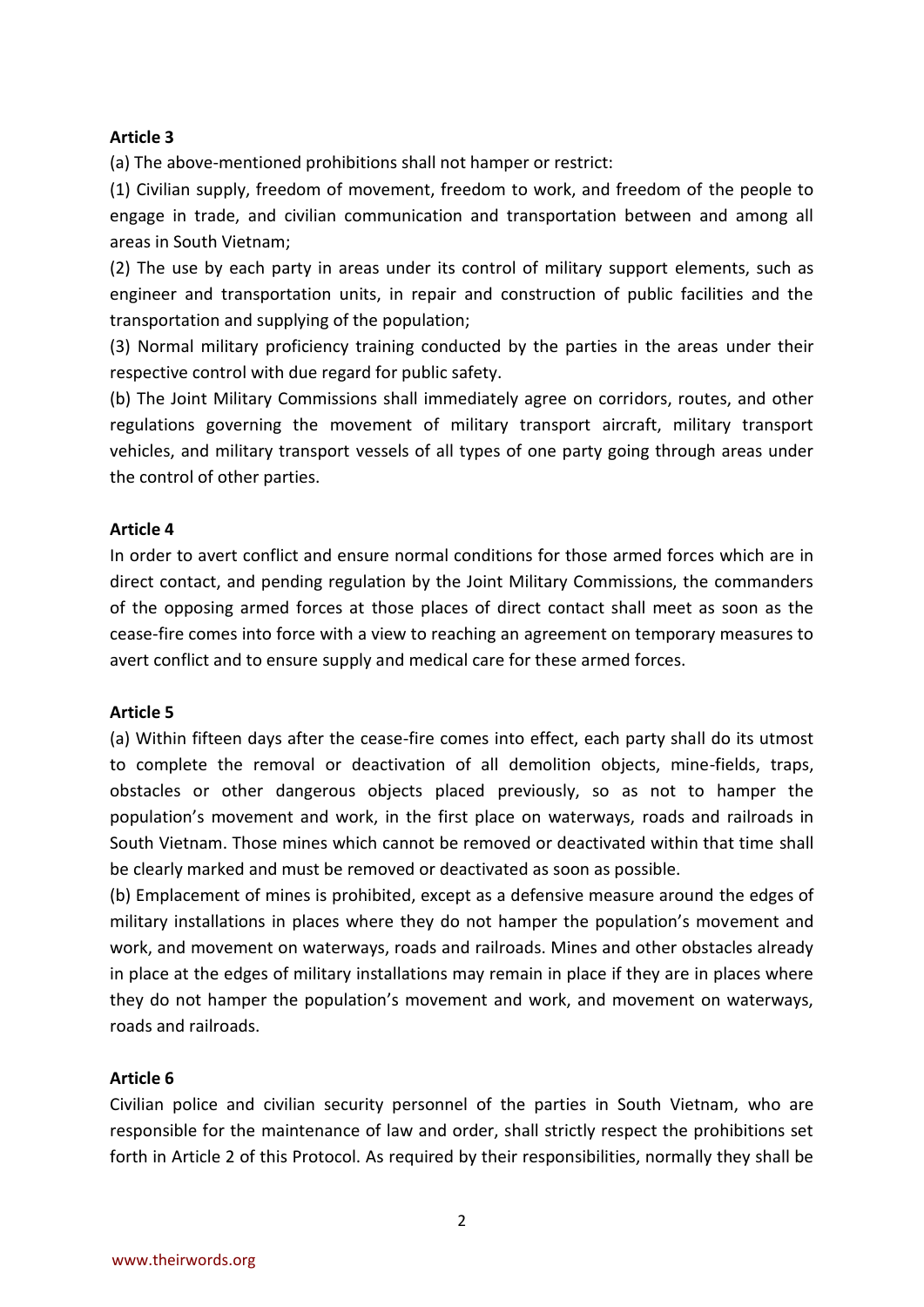**Article 3**

(a) The above-mentioned prohibitions shall not hamper or restrict:

(1) Civilian supply, freedom of movement, freedom to work, and freedom of the people to engage in trade, and civilian communication and transportation between and among all areas in South Vietnam;

(2) The use by each party in areas under its control of military support elements, such as engineer and transportation units, in repair and construction of public facilities and the transportation and supplying of the population;

(3) Normal military proficiency training conducted by the parties in the areas under their respective control with due regard for public safety.

(b) The Joint Military Commissions shall immediately agree on corridors, routes, and other regulations governing the movement of military transport aircraft, military transport vehicles, and military transport vessels of all types of one party going through areas under the control of other parties.

**Article 4**

In order to avert conflict and ensure normal conditions for those armed forces which are in direct contact, and pending regulation by the Joint Military Commissions, the commanders of the opposing armed forces at those places of direct contact shall meet as soon as the cease-fire comes into force with a view to reaching an agreement on temporary measures to avert conflict and to ensure supply and medical care for these armed forces.

**Article 5**

(a) Within fifteen days after the cease-fire comes into effect, each party shall do its utmost to complete the removal or deactivation of all demolition objects, mine-fields, traps, obstacles or other dangerous objects placed previously, so as not to hamper the population's movement and work, in the first place on waterways, roads and railroads in South Vietnam. Those mines which cannot be removed or deactivated within that time shall be clearly marked and must be removed or deactivated as soon as possible.

(b) Emplacement of mines is prohibited, except as a defensive measure around the edges of military installations in places where they do not hamper the population's movement and work, and movement on waterways, roads and railroads. Mines and other obstacles already in place at the edges of military installations may remain in place if they are in places where they do not hamper the population's movement and work, and movement on waterways, roads and railroads.

**Article 6**

Civilian police and civilian security personnel of the parties in South Vietnam, who are responsible for the maintenance of law and order, shall strictly respect the prohibitions set forth in Article 2 of this Protocol. As required by their responsibilities, normally they shall be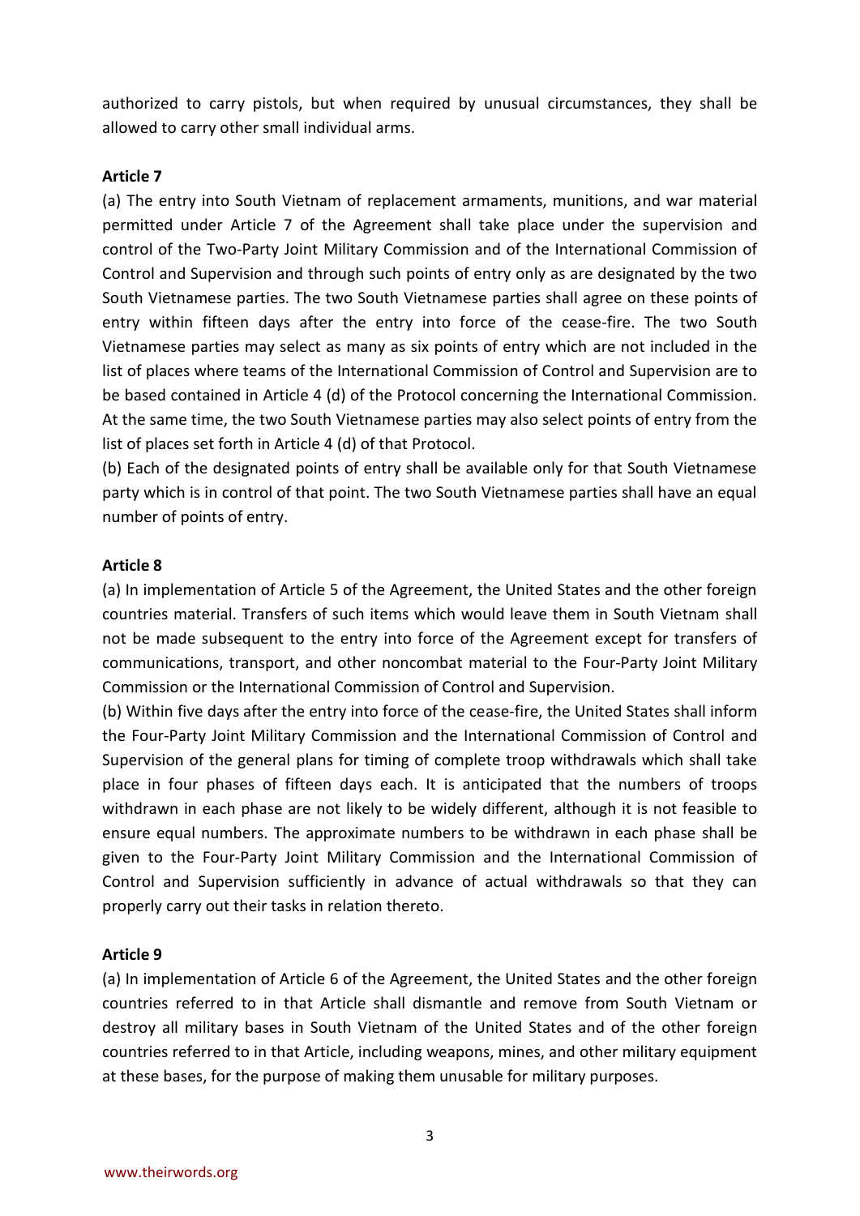authorized to carry pistols, but when required by unusual circumstances, they shall be allowed to carry other small individual arms.

**Article 7**

(a) The entry into South Vietnam of replacement armaments, munitions, and war material permitted under Article 7 of the Agreement shall take place under the supervision and control of the Two-Party Joint Military Commission and of the International Commission of Control and Supervision and through such points of entry only as are designated by the two South Vietnamese parties. The two South Vietnamese parties shall agree on these points of entry within fifteen days after the entry into force of the cease-fire. The two South Vietnamese parties may select as many as six points of entry which are not included in the list of places where teams of the International Commission of Control and Supervision are to be based contained in Article 4 (d) of the Protocol concerning the International Commission. At the same time, the two South Vietnamese parties may also select points of entry from the list of places set forth in Article 4 (d) of that Protocol.

(b) Each of the designated points of entry shall be available only for that South Vietnamese party which is in control of that point. The two South Vietnamese parties shall have an equal number of points of entry.

**Article 8**

(a) In implementation of Article 5 of the Agreement, the United States and the other foreign countries material. Transfers of such items which would leave them in South Vietnam shall not be made subsequent to the entry into force of the Agreement except for transfers of communications, transport, and other noncombat material to the Four-Party Joint Military Commission or the International Commission of Control and Supervision.

(b) Within five days after the entry into force of the cease-fire, the United States shall inform the Four-Party Joint Military Commission and the International Commission of Control and Supervision of the general plans for timing of complete troop withdrawals which shall take place in four phases of fifteen days each. It is anticipated that the numbers of troops withdrawn in each phase are not likely to be widely different, although it is not feasible to ensure equal numbers. The approximate numbers to be withdrawn in each phase shall be given to the Four-Party Joint Military Commission and the International Commission of Control and Supervision sufficiently in advance of actual withdrawals so that they can properly carry out their tasks in relation thereto.

**Article 9**

(a) In implementation of Article 6 of the Agreement, the United States and the other foreign countries referred to in that Article shall dismantle and remove from South Vietnam or destroy all military bases in South Vietnam of the United States and of the other foreign countries referred to in that Article, including weapons, mines, and other military equipment at these bases, for the purpose of making them unusable for military purposes.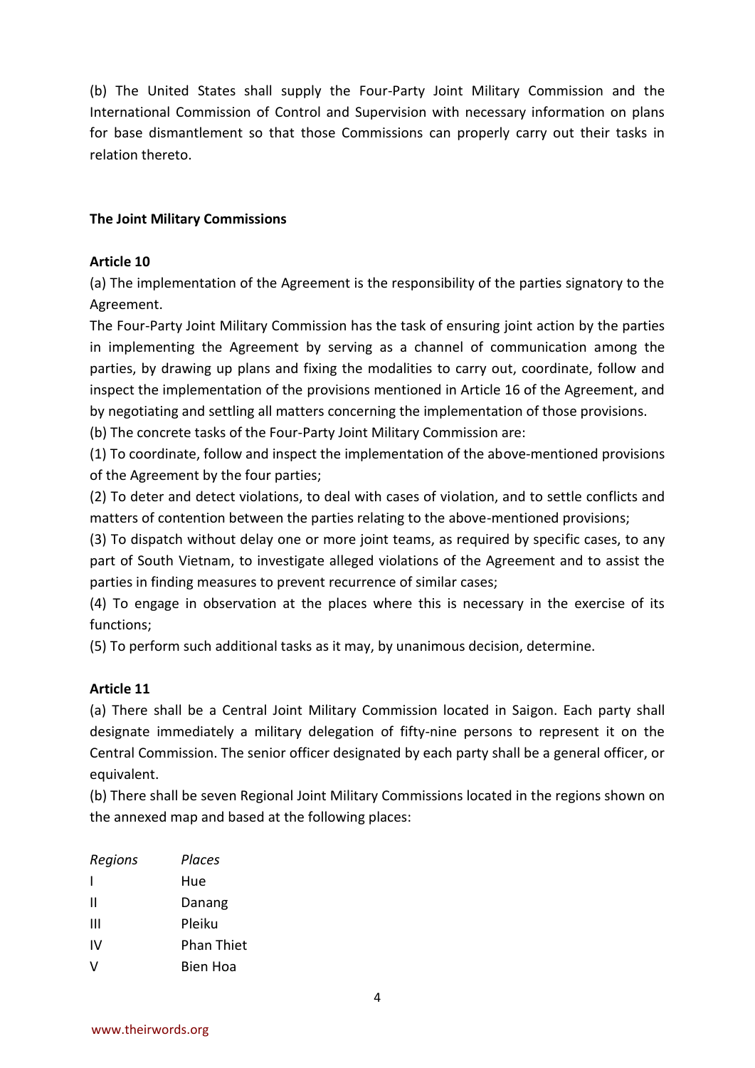(b) The United States shall supply the Four-Party Joint Military Commission and the International Commission of Control and Supervision with necessary information on plans for base dismantlement so that those Commissions can properly carry out their tasks in relation thereto.

**The Joint Military Commissions**

**Article 10**

(a) The implementation of the Agreement is the responsibility of the parties signatory to the Agreement.

The Four-Party Joint Military Commission has the task of ensuring joint action by the parties in implementing the Agreement by serving as a channel of communication among the parties, by drawing up plans and fixing the modalities to carry out, coordinate, follow and inspect the implementation of the provisions mentioned in Article 16 of the Agreement, and by negotiating and settling all matters concerning the implementation of those provisions.

(b) The concrete tasks of the Four-Party Joint Military Commission are:

(1) To coordinate, follow and inspect the implementation of the above-mentioned provisions of the Agreement by the four parties;

(2) To deter and detect violations, to deal with cases of violation, and to settle conflicts and matters of contention between the parties relating to the above-mentioned provisions;

(3) To dispatch without delay one or more joint teams, as required by specific cases, to any part of South Vietnam, to investigate alleged violations of the Agreement and to assist the parties in finding measures to prevent recurrence of similar cases;

(4) To engage in observation at the places where this is necessary in the exercise of its functions;

(5) To perform such additional tasks as it may, by unanimous decision, determine.

**Article 11**

(a) There shall be a Central Joint Military Commission located in Saigon. Each party shall designate immediately a military delegation of fifty-nine persons to represent it on the Central Commission. The senior officer designated by each party shall be a general officer, or equivalent.

(b) There shall be seven Regional Joint Military Commissions located in the regions shown on the annexed map and based at the following places:

| *Regions* | *Places* |
|---|---|
| I | Hue |
| II | Danang |
| III | Pleiku |
| IV | Phan Thiet |
| V | Bien Hoa |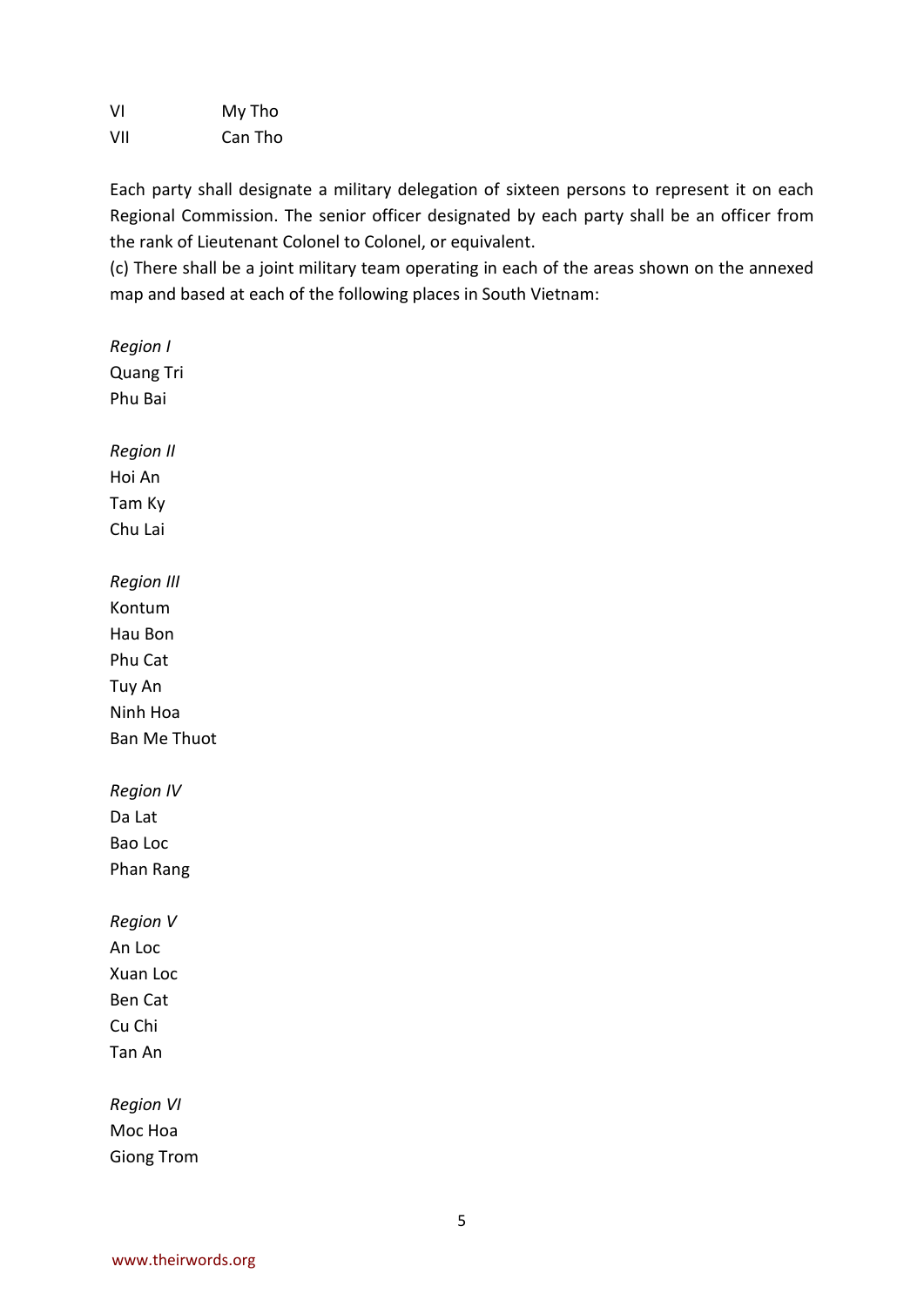| | |
|---|---|
| VI | My Tho |
| VII | Can Tho |

Each party shall designate a military delegation of sixteen persons to represent it on each Regional Commission. The senior officer designated by each party shall be an officer from the rank of Lieutenant Colonel to Colonel, or equivalent.

(c) There shall be a joint military team operating in each of the areas shown on the annexed map and based at each of the following places in South Vietnam:

*Region I*
Quang Tri
Phu Bai

*Region II*
Hoi An
Tam Ky
Chu Lai

*Region III*
Kontum
Hau Bon
Phu Cat
Tuy An
Ninh Hoa
Ban Me Thuot

*Region IV*
Da Lat
Bao Loc
Phan Rang

*Region V*
An Loc
Xuan Loc
Ben Cat
Cu Chi
Tan An

*Region VI*
Moc Hoa
Giong Trom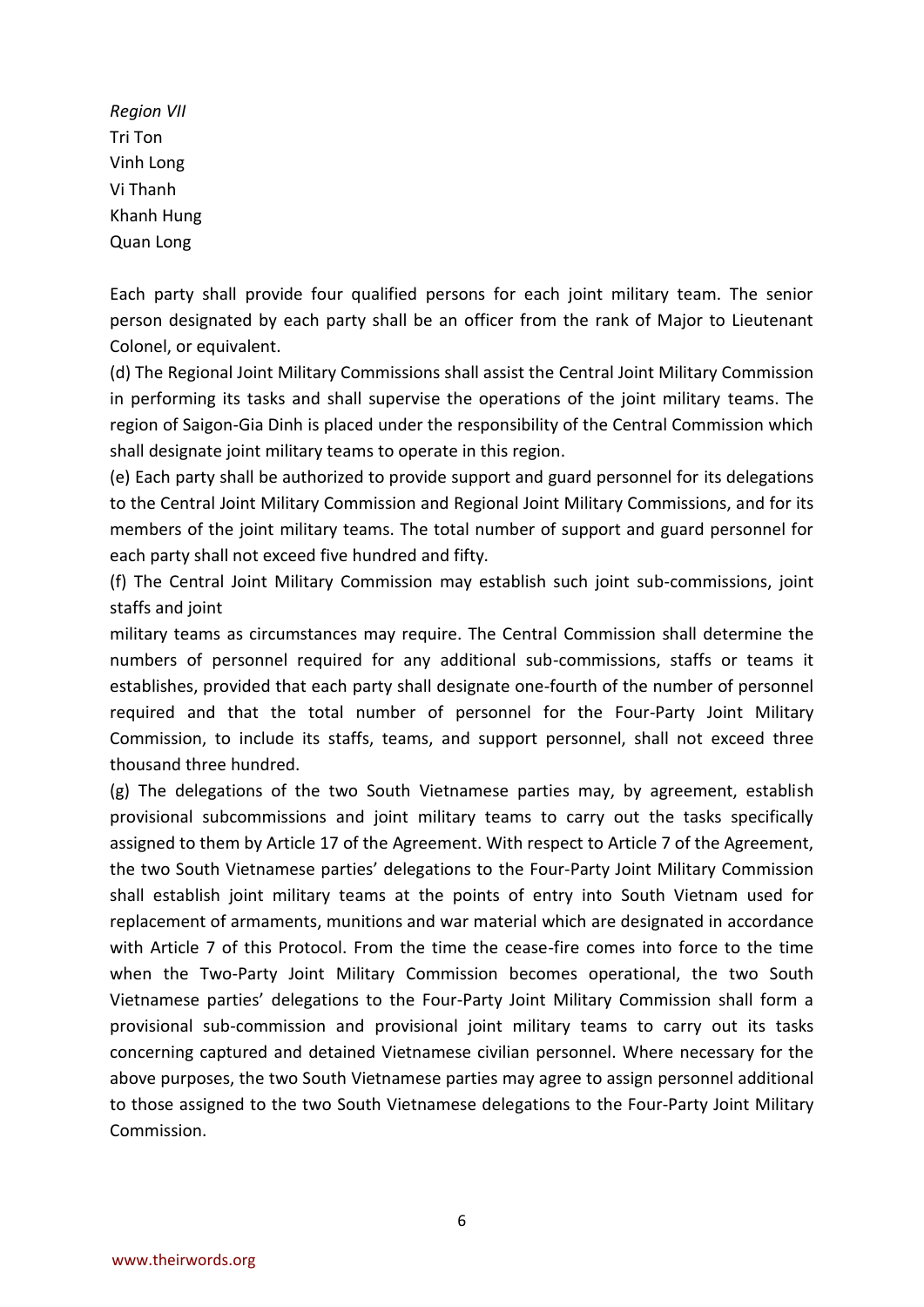*Region VII*
Tri Ton
Vinh Long
Vi Thanh
Khanh Hung
Quan Long

Each party shall provide four qualified persons for each joint military team. The senior person designated by each party shall be an officer from the rank of Major to Lieutenant Colonel, or equivalent.

(d) The Regional Joint Military Commissions shall assist the Central Joint Military Commission in performing its tasks and shall supervise the operations of the joint military teams. The region of Saigon-Gia Dinh is placed under the responsibility of the Central Commission which shall designate joint military teams to operate in this region.

(e) Each party shall be authorized to provide support and guard personnel for its delegations to the Central Joint Military Commission and Regional Joint Military Commissions, and for its members of the joint military teams. The total number of support and guard personnel for each party shall not exceed five hundred and fifty.

(f) The Central Joint Military Commission may establish such joint sub-commissions, joint staffs and joint military teams as circumstances may require. The Central Commission shall determine the numbers of personnel required for any additional sub-commissions, staffs or teams it establishes, provided that each party shall designate one-fourth of the number of personnel required and that the total number of personnel for the Four-Party Joint Military Commission, to include its staffs, teams, and support personnel, shall not exceed three thousand three hundred.

(g) The delegations of the two South Vietnamese parties may, by agreement, establish provisional subcommissions and joint military teams to carry out the tasks specifically assigned to them by Article 17 of the Agreement. With respect to Article 7 of the Agreement, the two South Vietnamese parties' delegations to the Four-Party Joint Military Commission shall establish joint military teams at the points of entry into South Vietnam used for replacement of armaments, munitions and war material which are designated in accordance with Article 7 of this Protocol. From the time the cease-fire comes into force to the time when the Two-Party Joint Military Commission becomes operational, the two South Vietnamese parties' delegations to the Four-Party Joint Military Commission shall form a provisional sub-commission and provisional joint military teams to carry out its tasks concerning captured and detained Vietnamese civilian personnel. Where necessary for the above purposes, the two South Vietnamese parties may agree to assign personnel additional to those assigned to the two South Vietnamese delegations to the Four-Party Joint Military Commission.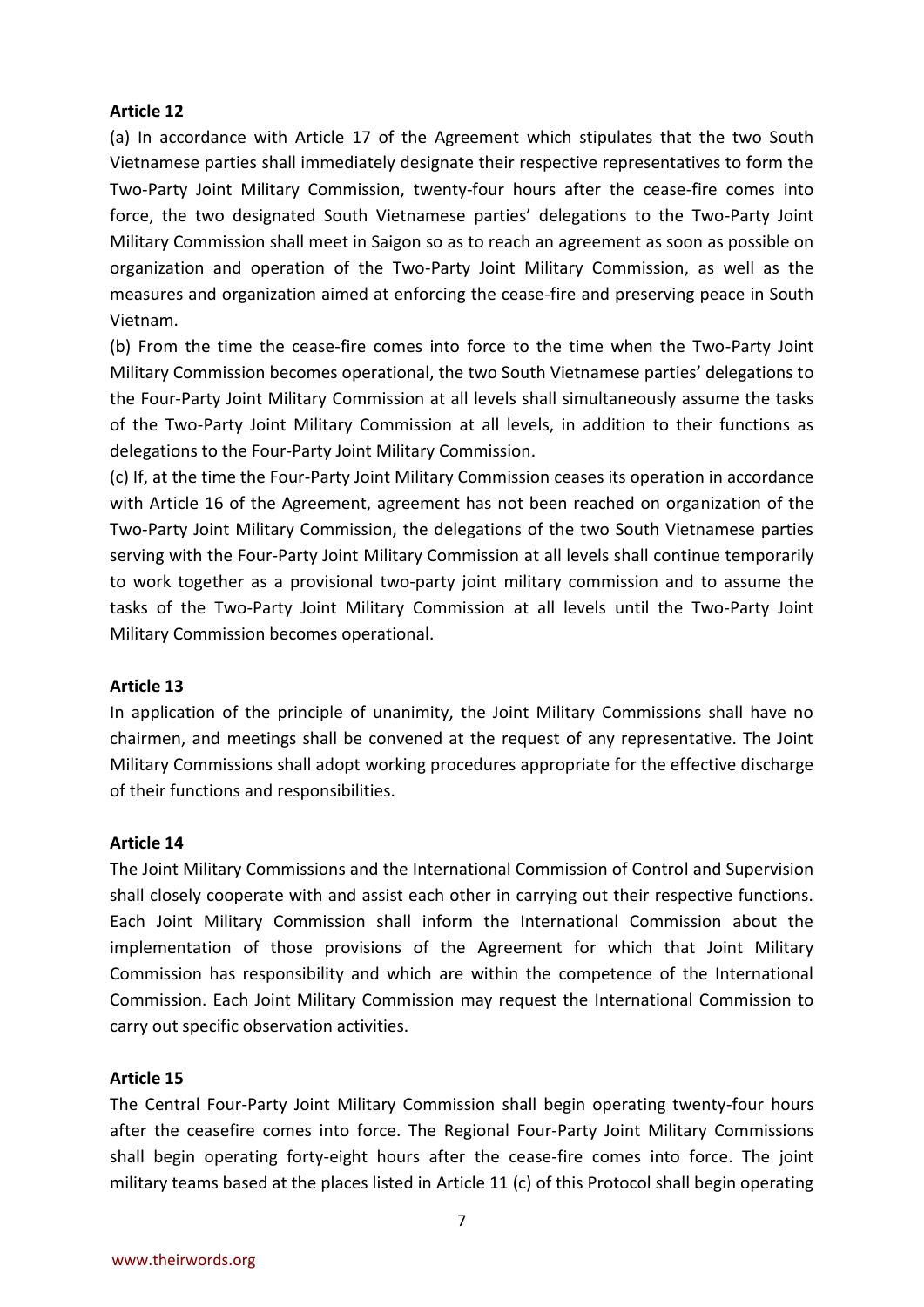**Article 12**

(a) In accordance with Article 17 of the Agreement which stipulates that the two South Vietnamese parties shall immediately designate their respective representatives to form the Two-Party Joint Military Commission, twenty-four hours after the cease-fire comes into force, the two designated South Vietnamese parties' delegations to the Two-Party Joint Military Commission shall meet in Saigon so as to reach an agreement as soon as possible on organization and operation of the Two-Party Joint Military Commission, as well as the measures and organization aimed at enforcing the cease-fire and preserving peace in South Vietnam.

(b) From the time the cease-fire comes into force to the time when the Two-Party Joint Military Commission becomes operational, the two South Vietnamese parties' delegations to the Four-Party Joint Military Commission at all levels shall simultaneously assume the tasks of the Two-Party Joint Military Commission at all levels, in addition to their functions as delegations to the Four-Party Joint Military Commission.

(c) If, at the time the Four-Party Joint Military Commission ceases its operation in accordance with Article 16 of the Agreement, agreement has not been reached on organization of the Two-Party Joint Military Commission, the delegations of the two South Vietnamese parties serving with the Four-Party Joint Military Commission at all levels shall continue temporarily to work together as a provisional two-party joint military commission and to assume the tasks of the Two-Party Joint Military Commission at all levels until the Two-Party Joint Military Commission becomes operational.

**Article 13**

In application of the principle of unanimity, the Joint Military Commissions shall have no chairmen, and meetings shall be convened at the request of any representative. The Joint Military Commissions shall adopt working procedures appropriate for the effective discharge of their functions and responsibilities.

**Article 14**

The Joint Military Commissions and the International Commission of Control and Supervision shall closely cooperate with and assist each other in carrying out their respective functions. Each Joint Military Commission shall inform the International Commission about the implementation of those provisions of the Agreement for which that Joint Military Commission has responsibility and which are within the competence of the International Commission. Each Joint Military Commission may request the International Commission to carry out specific observation activities.

**Article 15**

The Central Four-Party Joint Military Commission shall begin operating twenty-four hours after the ceasefire comes into force. The Regional Four-Party Joint Military Commissions shall begin operating forty-eight hours after the cease-fire comes into force. The joint military teams based at the places listed in Article 11 (c) of this Protocol shall begin operating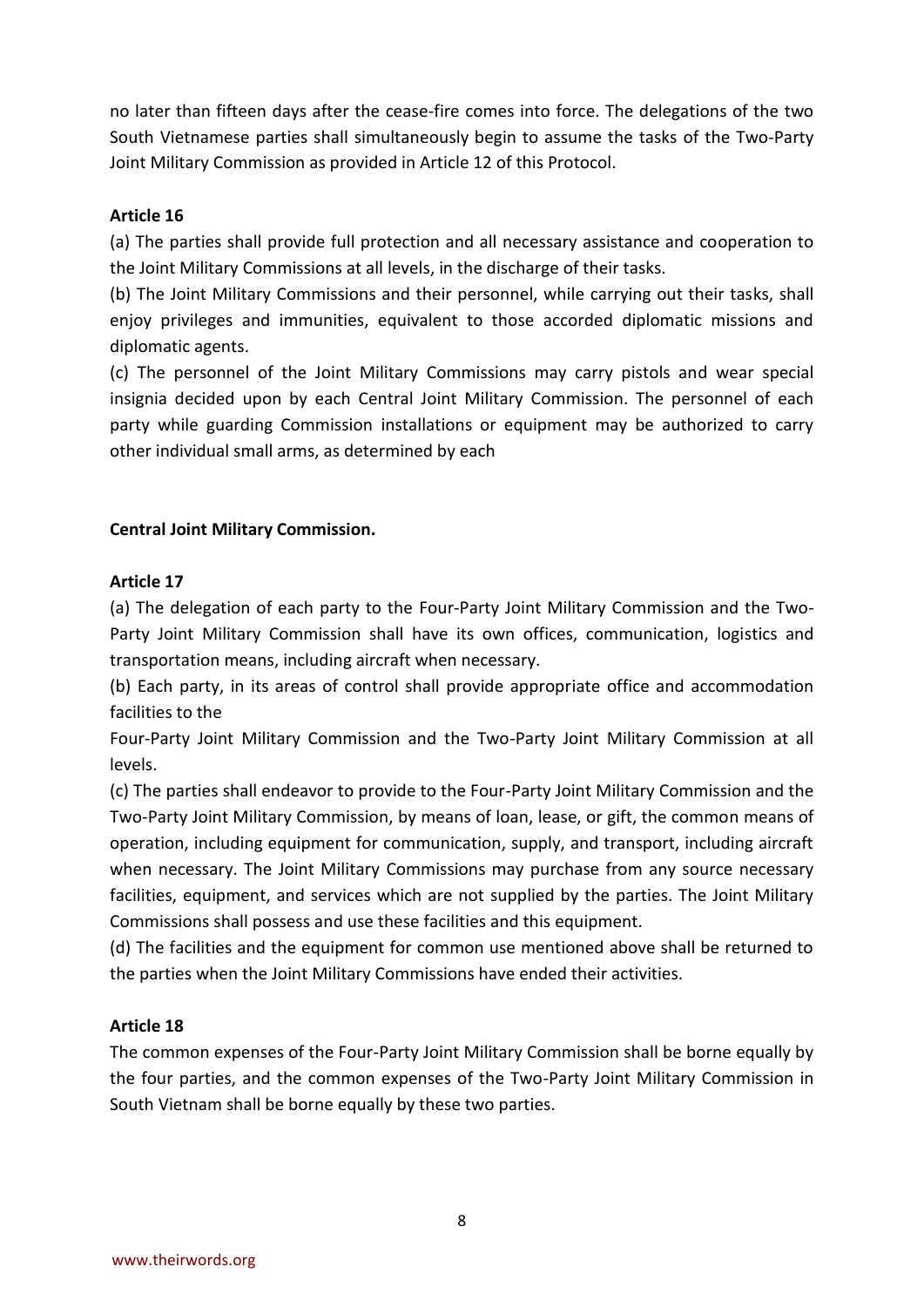no later than fifteen days after the cease-fire comes into force. The delegations of the two South Vietnamese parties shall simultaneously begin to assume the tasks of the Two-Party Joint Military Commission as provided in Article 12 of this Protocol.

**Article 16**

(a) The parties shall provide full protection and all necessary assistance and cooperation to the Joint Military Commissions at all levels, in the discharge of their tasks.

(b) The Joint Military Commissions and their personnel, while carrying out their tasks, shall enjoy privileges and immunities, equivalent to those accorded diplomatic missions and diplomatic agents.

(c) The personnel of the Joint Military Commissions may carry pistols and wear special insignia decided upon by each Central Joint Military Commission. The personnel of each party while guarding Commission installations or equipment may be authorized to carry other individual small arms, as determined by each

**Central Joint Military Commission.**

**Article 17**

(a) The delegation of each party to the Four-Party Joint Military Commission and the Two-Party Joint Military Commission shall have its own offices, communication, logistics and transportation means, including aircraft when necessary.

(b) Each party, in its areas of control shall provide appropriate office and accommodation facilities to the

Four-Party Joint Military Commission and the Two-Party Joint Military Commission at all levels.

(c) The parties shall endeavor to provide to the Four-Party Joint Military Commission and the Two-Party Joint Military Commission, by means of loan, lease, or gift, the common means of operation, including equipment for communication, supply, and transport, including aircraft when necessary. The Joint Military Commissions may purchase from any source necessary facilities, equipment, and services which are not supplied by the parties. The Joint Military Commissions shall possess and use these facilities and this equipment.

(d) The facilities and the equipment for common use mentioned above shall be returned to the parties when the Joint Military Commissions have ended their activities.

**Article 18**

The common expenses of the Four-Party Joint Military Commission shall be borne equally by the four parties, and the common expenses of the Two-Party Joint Military Commission in South Vietnam shall be borne equally by these two parties.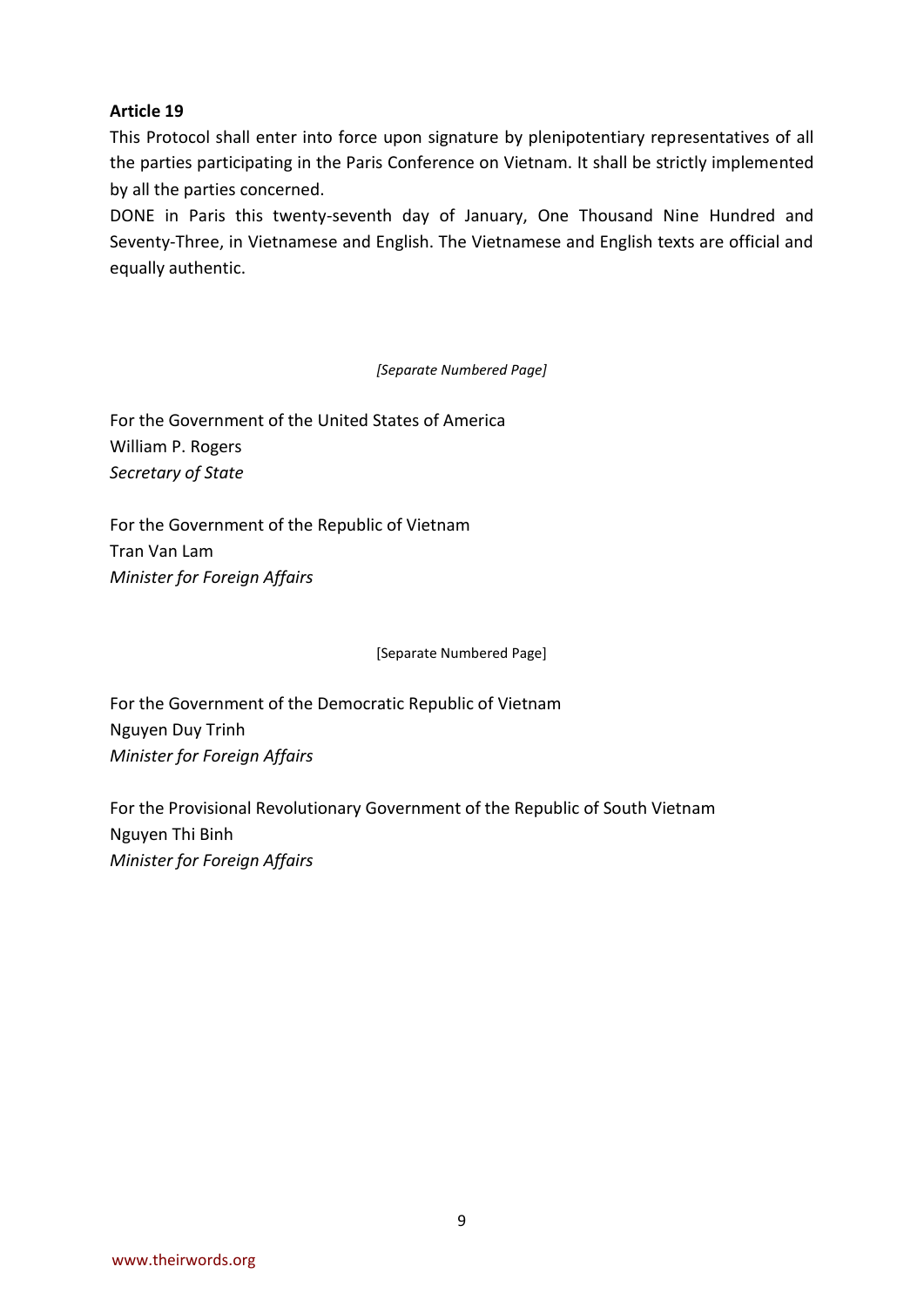**Article 19**

This Protocol shall enter into force upon signature by plenipotentiary representatives of all the parties participating in the Paris Conference on Vietnam. It shall be strictly implemented by all the parties concerned.

DONE in Paris this twenty-seventh day of January, One Thousand Nine Hundred and Seventy-Three, in Vietnamese and English. The Vietnamese and English texts are official and equally authentic.

*[Separate Numbered Page]*

For the Government of the United States of America
William P. Rogers
*Secretary of State*

For the Government of the Republic of Vietnam
Tran Van Lam
*Minister for Foreign Affairs*

[Separate Numbered Page]

For the Government of the Democratic Republic of Vietnam
Nguyen Duy Trinh
*Minister for Foreign Affairs*

For the Provisional Revolutionary Government of the Republic of South Vietnam
Nguyen Thi Binh
*Minister for Foreign Affairs*